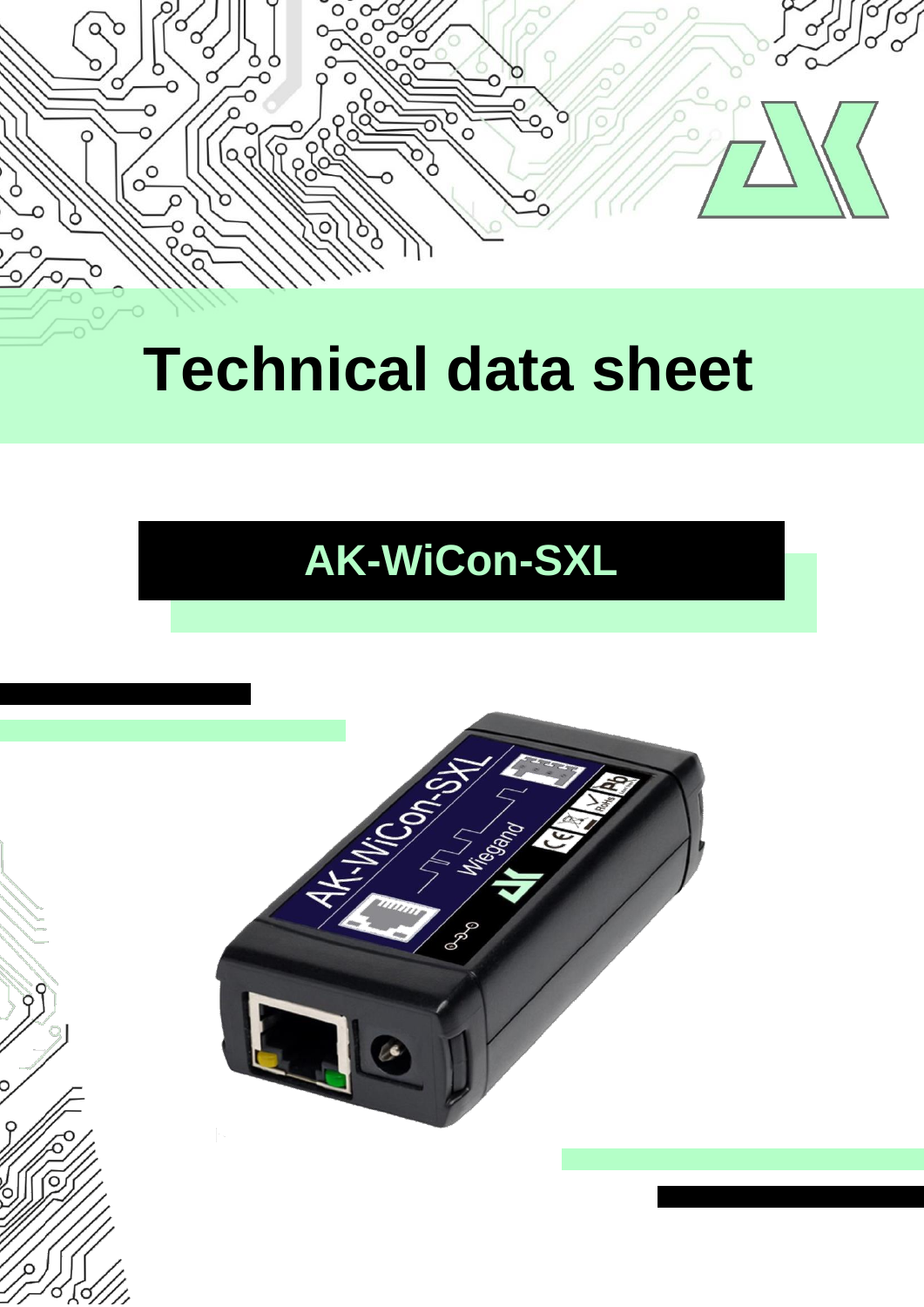# Technical data sheet

## AK-WiCon-SXL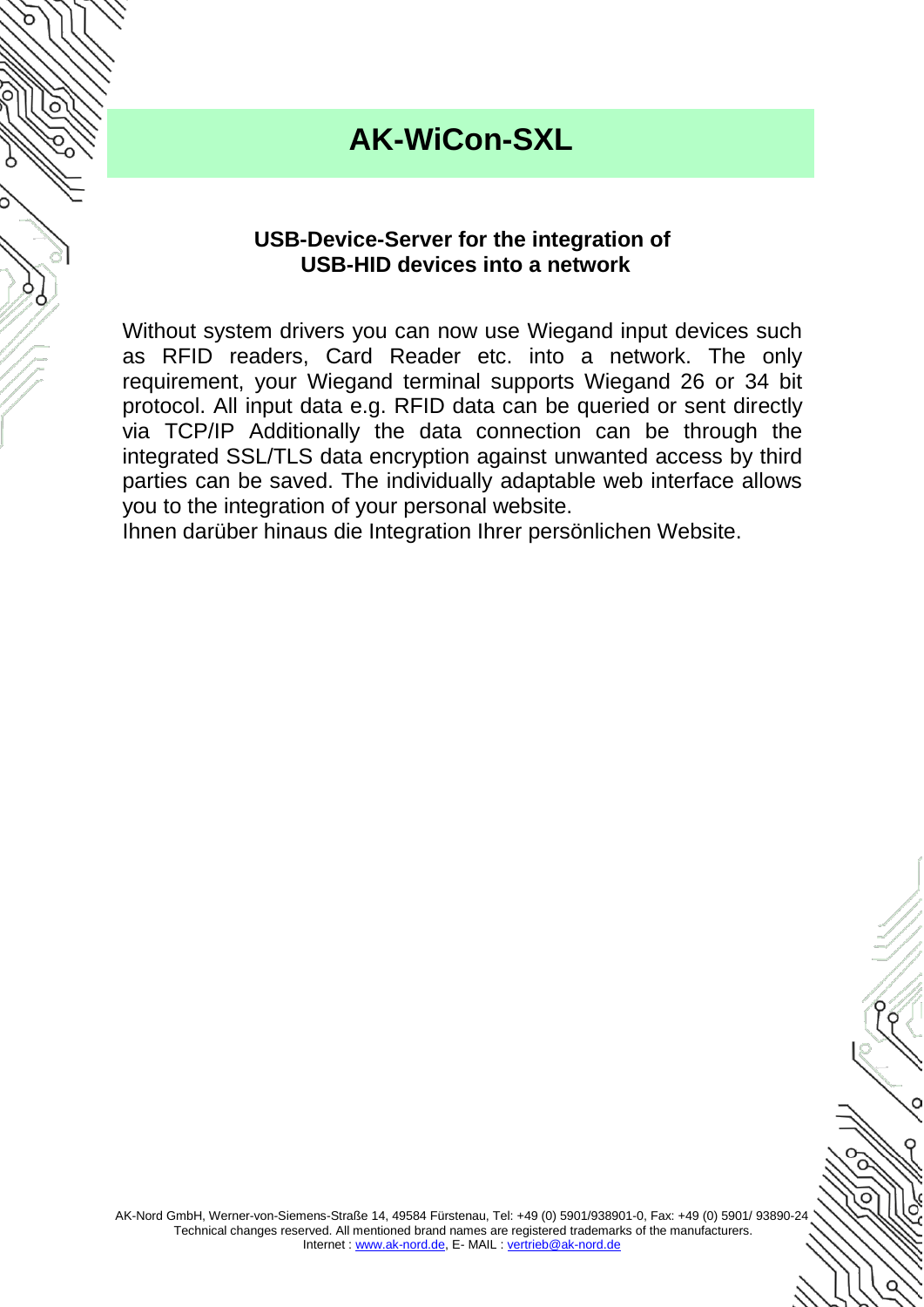# AK-WiCon-SXL

**USB-Device-Server for the integration of USB-HID devices into a network**

Without system drivers you can now use Wiegand input devices such as RFID readers, Card Reader etc. into a network. The only requirement, your Wiegand terminal supports Wiegand 26 or 34 bit protocol. All input data e.g. RFID data can be queried or sent directly via TCP/IP Additionally the data connection can be through the integrated SSL/TLS data encryption against unwanted access by third parties can be saved. The individually adaptable web interface allows you to the integration of your personal website.
Ihnen darüber hinaus die Integration Ihrer persönlichen Website.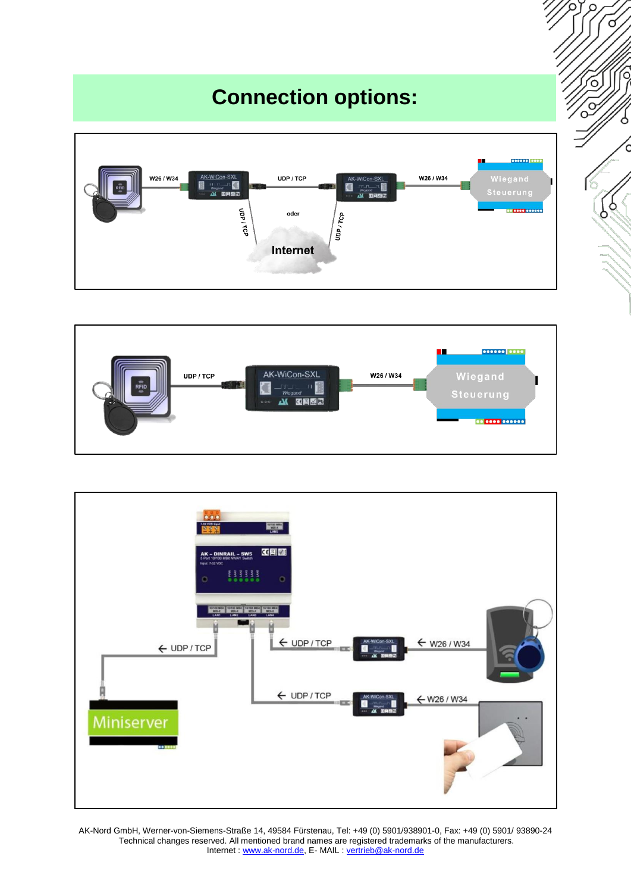# Connection options:

AK-Nord GmbH, Werner-von-Siemens-Straße 14, 49584 Fürstenau, Tel: +49 (0) 5901/938901-0, Fax: +49 (0) 5901/ 93890-24
Technical changes reserved. All mentioned brand names are registered trademarks of the manufacturers.
Internet : www.ak-nord.de, E- MAIL : vertrieb@ak-nord.de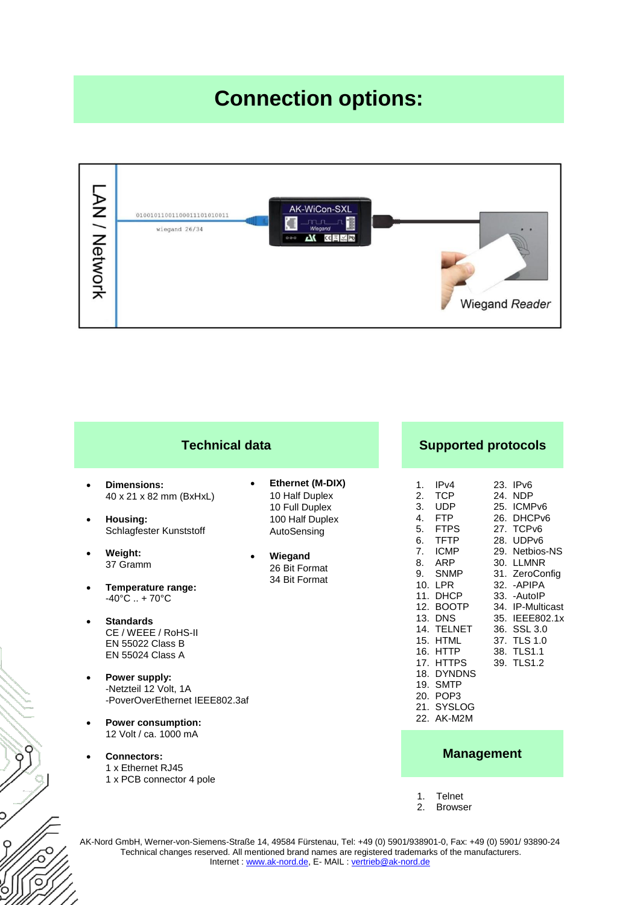# Connection options:

## Technical data

- **Dimensions:**
  40 x 21 x 82 mm (BxHxL)
- **Housing:**
  Schlagfester Kunststoff
- **Weight:**
  37 Gramm
- **Temperature range:**
  -40°C .. + 70°C
- **Standards**
  CE / WEEE / RoHS-II
  EN 55022 Class B
  EN 55024 Class A
- **Power supply:**
  -Netzteil 12 Volt, 1A
  -PoverOverEthernet IEEE802.3af
- **Power consumption:**
  12 Volt / ca. 1000 mA
- **Connectors:**
  1 x Ethernet RJ45
  1 x PCB connector 4 pole
- **Ethernet (M-DIX)**
  10 Half Duplex
  10 Full Duplex
  100 Half Duplex
  AutoSensing
- **Wiegand**
  26 Bit Format
  34 Bit Format

## Supported protocols

1. IPv4
2. TCP
3. UDP
4. FTP
5. FTPS
6. TFTP
7. ICMP
8. ARP
9. SNMP
10. LPR
11. DHCP
12. BOOTP
13. DNS
14. TELNET
15. HTML
16. HTTP
17. HTTPS
18. DYNDNS
19. SMTP
20. POP3
21. SYSLOG
22. AK-M2M
23. IPv6
24. NDP
25. ICMPv6
26. DHCPv6
27. TCPv6
28. UDPv6
29. Netbios-NS
30. LLMNR
31. ZeroConfig
32. -APIPA
33. -AutoIP
34. IP-Multicast
35. IEEE802.1x
36. SSL 3.0
37. TLS 1.0
38. TLS1.1
39. TLS1.2

## Management

1. Telnet
2. Browser

AK-Nord GmbH, Werner-von-Siemens-Straße 14, 49584 Fürstenau, Tel: +49 (0) 5901/938901-0, Fax: +49 (0) 5901/ 93890-24
Technical changes reserved. All mentioned brand names are registered trademarks of the manufacturers.
Internet : www.ak-nord.de, E- MAIL : vertrieb@ak-nord.de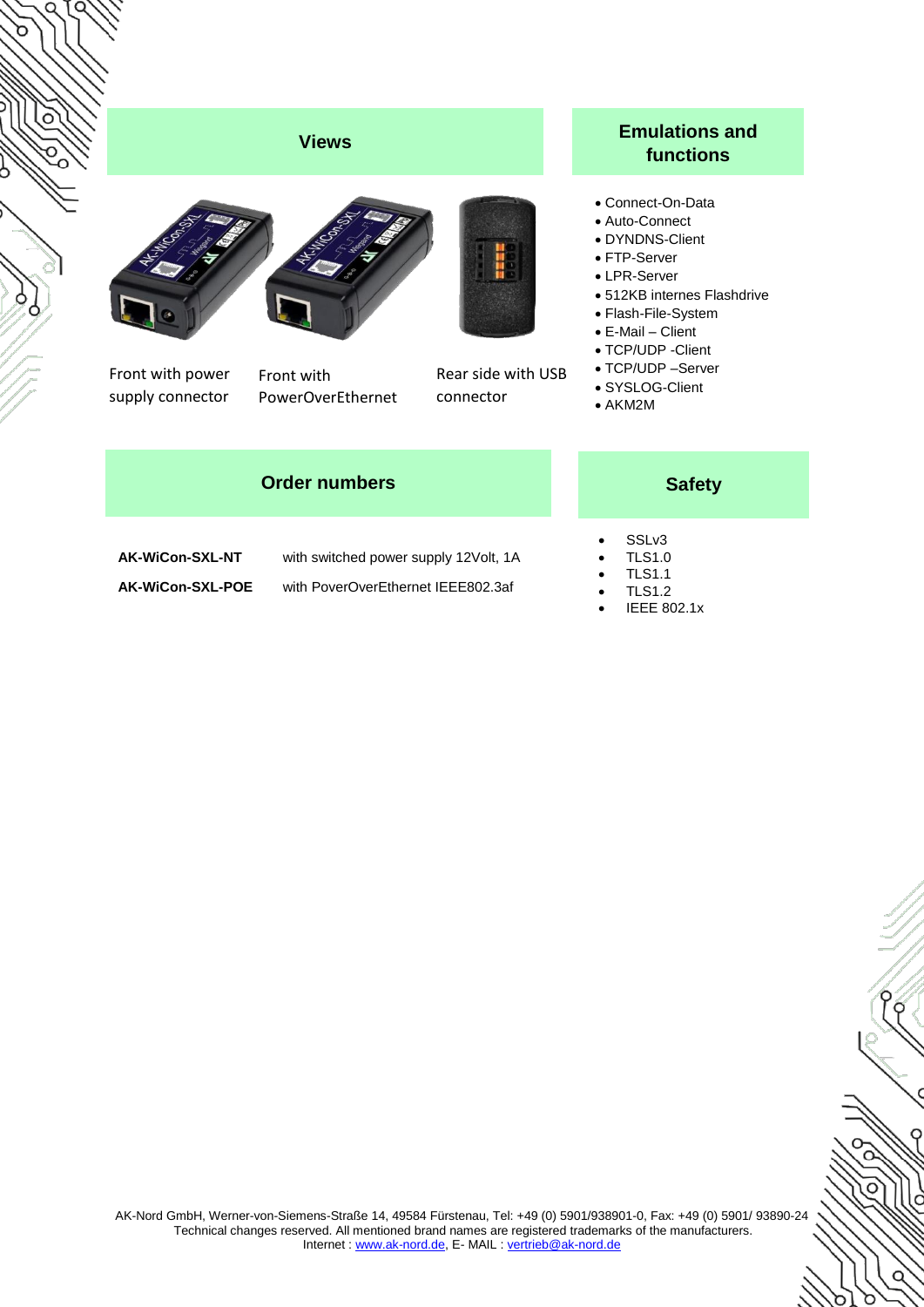## Views

Front with power supply connector

Front with PowerOverEthernet

Rear side with USB connector

## Emulations and functions

- Connect-On-Data
- Auto-Connect
- DYNDNS-Client
- FTP-Server
- LPR-Server
- 512KB internes Flashdrive
- Flash-File-System
- E-Mail – Client
- TCP/UDP -Client
- TCP/UDP –Server
- SYSLOG-Client
- AKM2M

## Order numbers

| | |
|---|---|
| **AK-WiCon-SXL-NT** | with switched power supply 12Volt, 1A |
| **AK-WiCon-SXL-POE** | with PoverOverEthernet IEEE802.3af |

## Safety

- SSLv3
- TLS1.0
- TLS1.1
- TLS1.2
- IEEE 802.1x

AK-Nord GmbH, Werner-von-Siemens-Straße 14, 49584 Fürstenau, Tel: +49 (0) 5901/938901-0, Fax: +49 (0) 5901/ 93890-24
Technical changes reserved. All mentioned brand names are registered trademarks of the manufacturers.
Internet : www.ak-nord.de, E- MAIL : vertrieb@ak-nord.de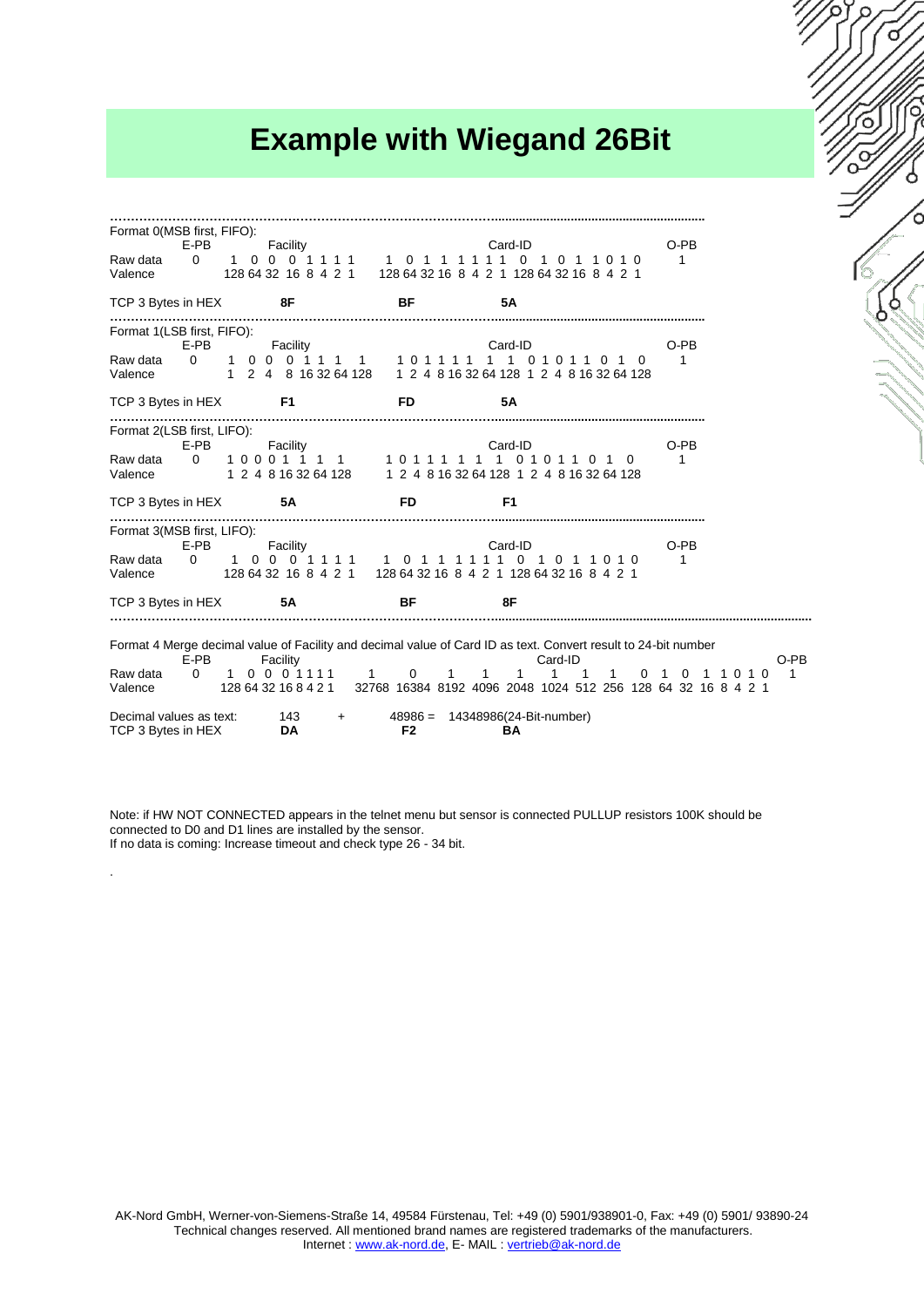# Example with Wiegand 26Bit

Format 0(MSB first, FIFO):

| | E-PB | Facility | Card-ID | O-PB |
|---|---|---|---|---|
| Raw data | 0 | 1 0 0 0 1 1 1 1 | 1 0 1 1 1 1 1 1 0 1 0 1 1 0 1 0 | 1 |
| Valence | | 128 64 32 16 8 4 2 1 | 128 64 32 16 8 4 2 1 128 64 32 16 8 4 2 1 | |

TCP 3 Bytes in HEX 8F BF 5A

Format 1(LSB first, FIFO):

| | E-PB | Facility | Card-ID | O-PB |
|---|---|---|---|---|
| Raw data | 0 | 1 0 0 0 1 1 1 1 | 1 0 1 1 1 1 1 1 0 1 0 1 1 0 1 0 | 1 |
| Valence | | 1 2 4 8 16 32 64 128 | 1 2 4 8 16 32 64 128 1 2 4 8 16 32 64 128 | |

TCP 3 Bytes in HEX F1 FD 5A

Format 2(LSB first, LIFO):

| | E-PB | Facility | Card-ID | O-PB |
|---|---|---|---|---|
| Raw data | 0 | 1 0 0 0 1 1 1 1 | 1 0 1 1 1 1 1 1 0 1 0 1 1 0 1 0 | 1 |
| Valence | | 1 2 4 8 16 32 64 128 | 1 2 4 8 16 32 64 128 1 2 4 8 16 32 64 128 | |

TCP 3 Bytes in HEX 5A FD F1

Format 3(MSB first, LIFO):

| | E-PB | Facility | Card-ID | O-PB |
|---|---|---|---|---|
| Raw data | 0 | 1 0 0 0 1 1 1 1 | 1 0 1 1 1 1 1 1 0 1 0 1 1 0 1 0 | 1 |
| Valence | | 128 64 32 16 8 4 2 1 | 128 64 32 16 8 4 2 1 128 64 32 16 8 4 2 1 | |

TCP 3 Bytes in HEX 5A BF 8F

Format 4 Merge decimal value of Facility and decimal value of Card ID as text. Convert result to 24-bit number

| | E-PB | Facility | Card-ID | O-PB |
|---|---|---|---|---|
| Raw data | 0 | 1 0 0 0 1 1 1 1 | 1 0 1 1 1 1 1 1 0 1 0 1 1 0 1 0 | 1 |
| Valence | | 128 64 32 16 8 4 2 1 | 32768 16384 8192 4096 2048 1024 512 256 128 64 32 16 8 4 2 1 | |

Decimal values as text: 143 + 48986 = 14348986(24-Bit-number)

TCP 3 Bytes in HEX DA F2 BA

Note: if HW NOT CONNECTED appears in the telnet menu but sensor is connected PULLUP resistors 100K should be connected to D0 and D1 lines are installed by the sensor.
If no data is coming: Increase timeout and check type 26 - 34 bit.

AK-Nord GmbH, Werner-von-Siemens-Straße 14, 49584 Fürstenau, Tel: +49 (0) 5901/938901-0, Fax: +49 (0) 5901/ 93890-24
Technical changes reserved. All mentioned brand names are registered trademarks of the manufacturers.
Internet : www.ak-nord.de, E- MAIL : vertrieb@ak-nord.de